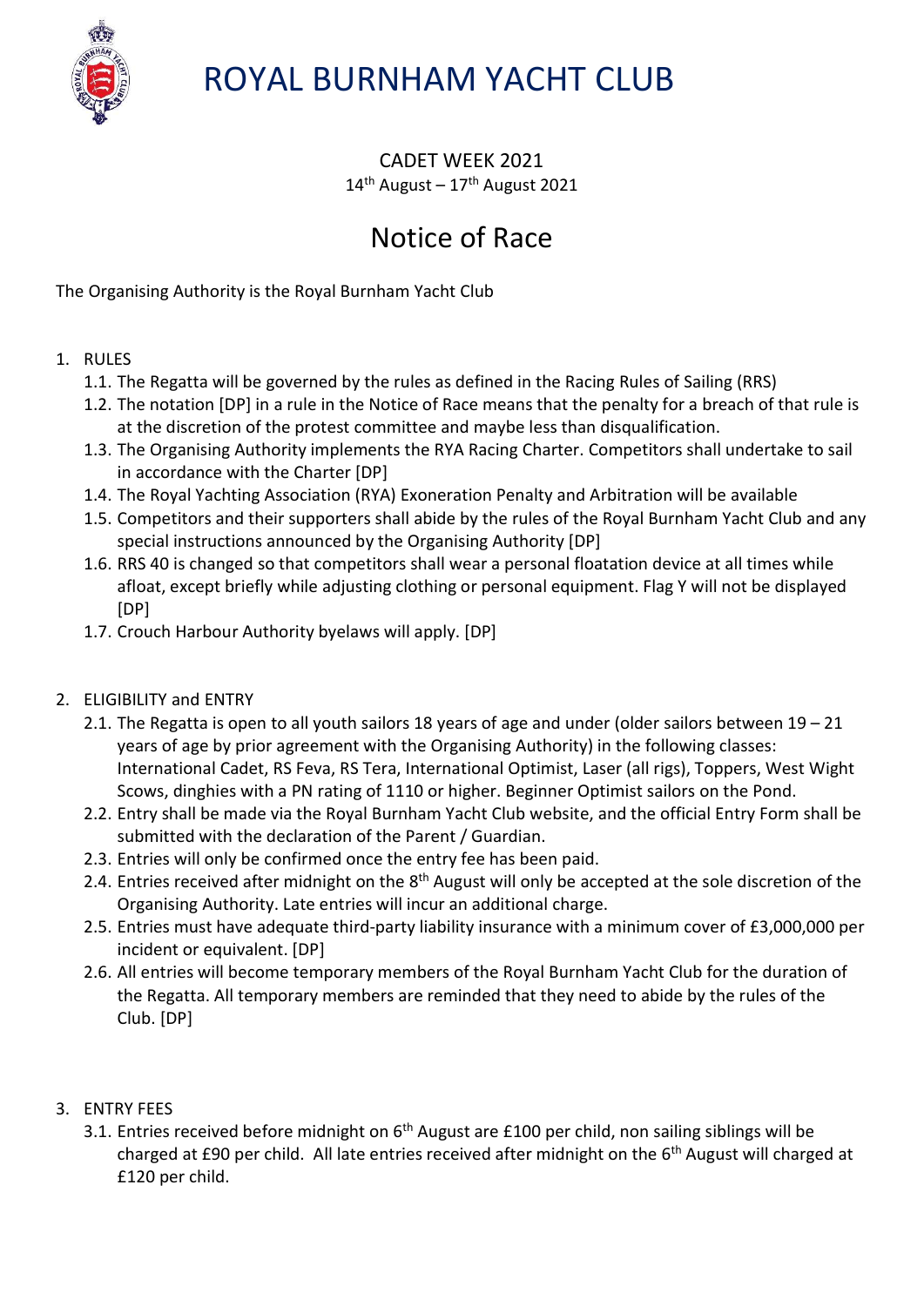# ROYAL BURNHAM YACHT CLUB

CADET WEEK 2021

14th August – 17th August 2021

## Notice of Race

The Organising Authority is the Royal Burnham Yacht Club

1. RULES
   1.1. The Regatta will be governed by the rules as defined in the Racing Rules of Sailing (RRS)
   1.2. The notation [DP] in a rule in the Notice of Race means that the penalty for a breach of that rule is at the discretion of the protest committee and maybe less than disqualification.
   1.3. The Organising Authority implements the RYA Racing Charter. Competitors shall undertake to sail in accordance with the Charter [DP]
   1.4. The Royal Yachting Association (RYA) Exoneration Penalty and Arbitration will be available
   1.5. Competitors and their supporters shall abide by the rules of the Royal Burnham Yacht Club and any special instructions announced by the Organising Authority [DP]
   1.6. RRS 40 is changed so that competitors shall wear a personal floatation device at all times while afloat, except briefly while adjusting clothing or personal equipment. Flag Y will not be displayed [DP]
   1.7. Crouch Harbour Authority byelaws will apply. [DP]

2. ELIGIBILITY and ENTRY
   2.1. The Regatta is open to all youth sailors 18 years of age and under (older sailors between 19 – 21 years of age by prior agreement with the Organising Authority) in the following classes: International Cadet, RS Feva, RS Tera, International Optimist, Laser (all rigs), Toppers, West Wight Scows, dinghies with a PN rating of 1110 or higher. Beginner Optimist sailors on the Pond.
   2.2. Entry shall be made via the Royal Burnham Yacht Club website, and the official Entry Form shall be submitted with the declaration of the Parent / Guardian.
   2.3. Entries will only be confirmed once the entry fee has been paid.
   2.4. Entries received after midnight on the 8th August will only be accepted at the sole discretion of the Organising Authority. Late entries will incur an additional charge.
   2.5. Entries must have adequate third-party liability insurance with a minimum cover of £3,000,000 per incident or equivalent. [DP]
   2.6. All entries will become temporary members of the Royal Burnham Yacht Club for the duration of the Regatta. All temporary members are reminded that they need to abide by the rules of the Club. [DP]

3. ENTRY FEES
   3.1. Entries received before midnight on 6th August are £100 per child, non sailing siblings will be charged at £90 per child. All late entries received after midnight on the 6th August will charged at £120 per child.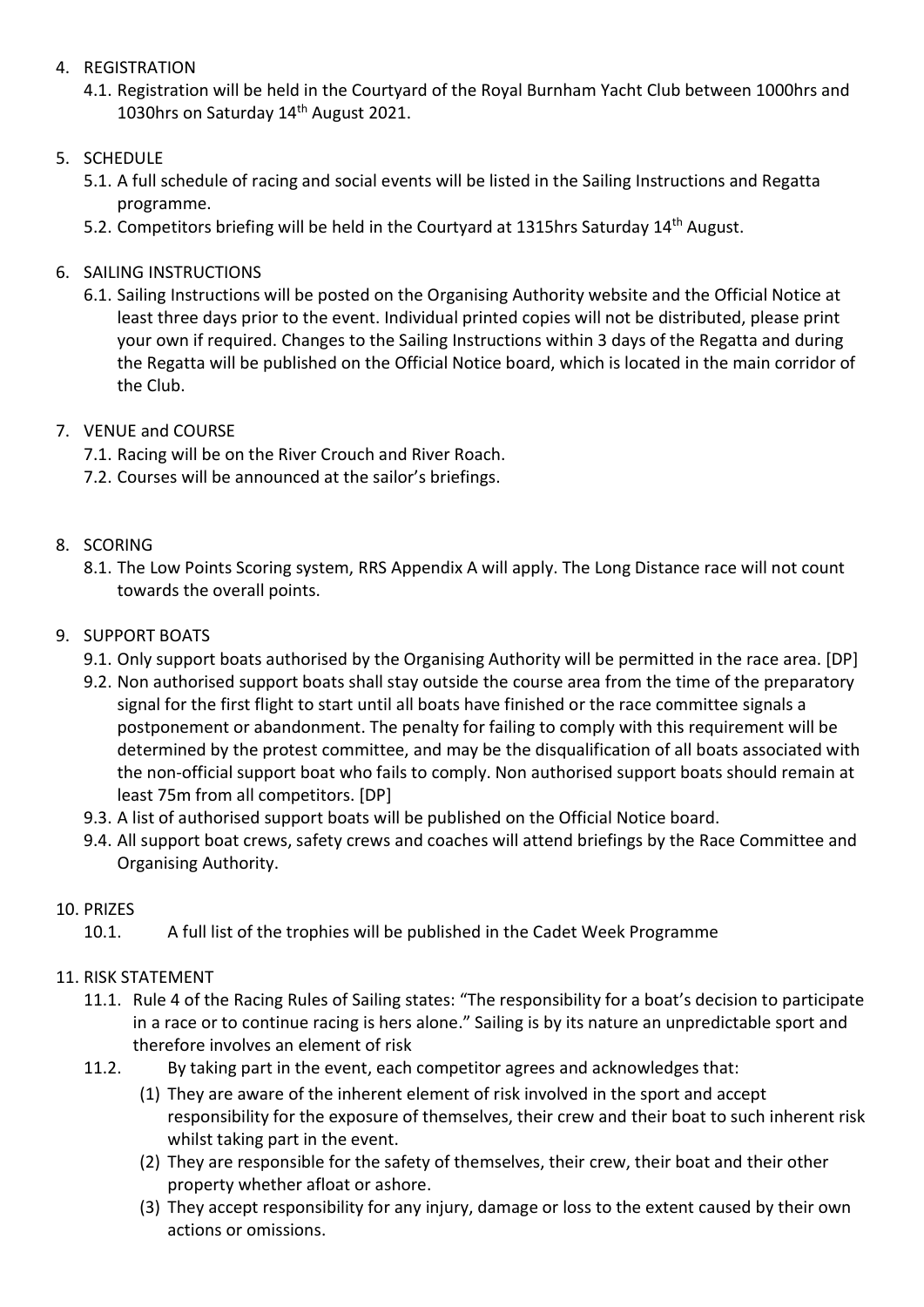4. REGISTRATION
    4.1. Registration will be held in the Courtyard of the Royal Burnham Yacht Club between 1000hrs and 1030hrs on Saturday 14th August 2021.

5. SCHEDULE
    5.1. A full schedule of racing and social events will be listed in the Sailing Instructions and Regatta programme.
    5.2. Competitors briefing will be held in the Courtyard at 1315hrs Saturday 14th August.

6. SAILING INSTRUCTIONS
    6.1. Sailing Instructions will be posted on the Organising Authority website and the Official Notice at least three days prior to the event. Individual printed copies will not be distributed, please print your own if required. Changes to the Sailing Instructions within 3 days of the Regatta and during the Regatta will be published on the Official Notice board, which is located in the main corridor of the Club.

7. VENUE and COURSE
    7.1. Racing will be on the River Crouch and River Roach.
    7.2. Courses will be announced at the sailor's briefings.

8. SCORING
    8.1. The Low Points Scoring system, RRS Appendix A will apply. The Long Distance race will not count towards the overall points.

9. SUPPORT BOATS
    9.1. Only support boats authorised by the Organising Authority will be permitted in the race area. [DP]
    9.2. Non authorised support boats shall stay outside the course area from the time of the preparatory signal for the first flight to start until all boats have finished or the race committee signals a postponement or abandonment. The penalty for failing to comply with this requirement will be determined by the protest committee, and may be the disqualification of all boats associated with the non-official support boat who fails to comply. Non authorised support boats should remain at least 75m from all competitors. [DP]
    9.3. A list of authorised support boats will be published on the Official Notice board.
    9.4. All support boat crews, safety crews and coaches will attend briefings by the Race Committee and Organising Authority.

10. PRIZES
    10.1. A full list of the trophies will be published in the Cadet Week Programme

11. RISK STATEMENT
    11.1. Rule 4 of the Racing Rules of Sailing states: "The responsibility for a boat's decision to participate in a race or to continue racing is hers alone." Sailing is by its nature an unpredictable sport and therefore involves an element of risk
    11.2. By taking part in the event, each competitor agrees and acknowledges that:
        (1) They are aware of the inherent element of risk involved in the sport and accept responsibility for the exposure of themselves, their crew and their boat to such inherent risk whilst taking part in the event.
        (2) They are responsible for the safety of themselves, their crew, their boat and their other property whether afloat or ashore.
        (3) They accept responsibility for any injury, damage or loss to the extent caused by their own actions or omissions.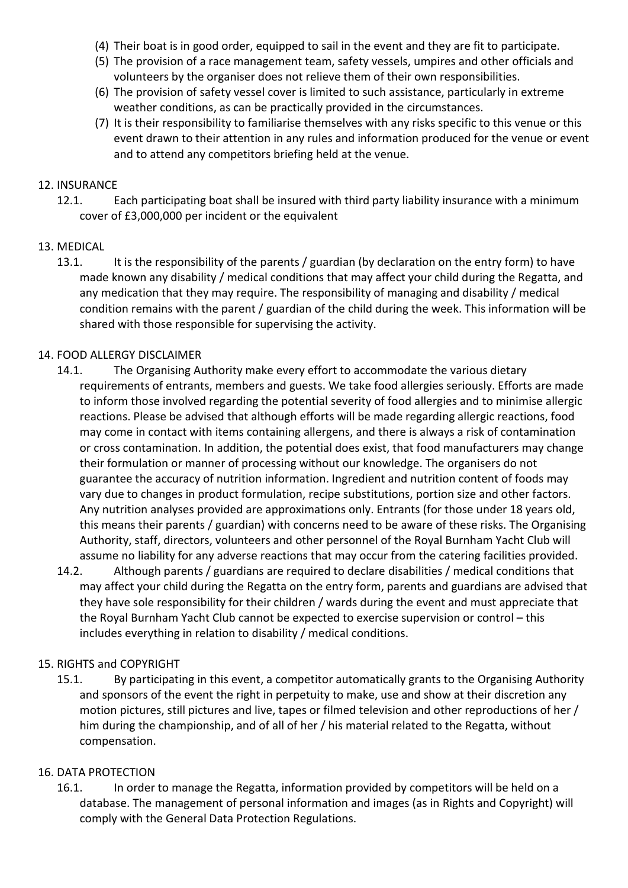(4) Their boat is in good order, equipped to sail in the event and they are fit to participate.

(5) The provision of a race management team, safety vessels, umpires and other officials and volunteers by the organiser does not relieve them of their own responsibilities.

(6) The provision of safety vessel cover is limited to such assistance, particularly in extreme weather conditions, as can be practically provided in the circumstances.

(7) It is their responsibility to familiarise themselves with any risks specific to this venue or this event drawn to their attention in any rules and information produced for the venue or event and to attend any competitors briefing held at the venue.

12. INSURANCE

12.1. Each participating boat shall be insured with third party liability insurance with a minimum cover of £3,000,000 per incident or the equivalent

13. MEDICAL

13.1. It is the responsibility of the parents / guardian (by declaration on the entry form) to have made known any disability / medical conditions that may affect your child during the Regatta, and any medication that they may require. The responsibility of managing and disability / medical condition remains with the parent / guardian of the child during the week. This information will be shared with those responsible for supervising the activity.

14. FOOD ALLERGY DISCLAIMER

14.1. The Organising Authority make every effort to accommodate the various dietary requirements of entrants, members and guests. We take food allergies seriously. Efforts are made to inform those involved regarding the potential severity of food allergies and to minimise allergic reactions. Please be advised that although efforts will be made regarding allergic reactions, food may come in contact with items containing allergens, and there is always a risk of contamination or cross contamination. In addition, the potential does exist, that food manufacturers may change their formulation or manner of processing without our knowledge. The organisers do not guarantee the accuracy of nutrition information. Ingredient and nutrition content of foods may vary due to changes in product formulation, recipe substitutions, portion size and other factors. Any nutrition analyses provided are approximations only. Entrants (for those under 18 years old, this means their parents / guardian) with concerns need to be aware of these risks. The Organising Authority, staff, directors, volunteers and other personnel of the Royal Burnham Yacht Club will assume no liability for any adverse reactions that may occur from the catering facilities provided.

14.2. Although parents / guardians are required to declare disabilities / medical conditions that may affect your child during the Regatta on the entry form, parents and guardians are advised that they have sole responsibility for their children / wards during the event and must appreciate that the Royal Burnham Yacht Club cannot be expected to exercise supervision or control – this includes everything in relation to disability / medical conditions.

15. RIGHTS and COPYRIGHT

15.1. By participating in this event, a competitor automatically grants to the Organising Authority and sponsors of the event the right in perpetuity to make, use and show at their discretion any motion pictures, still pictures and live, tapes or filmed television and other reproductions of her / him during the championship, and of all of her / his material related to the Regatta, without compensation.

16. DATA PROTECTION

16.1. In order to manage the Regatta, information provided by competitors will be held on a database. The management of personal information and images (as in Rights and Copyright) will comply with the General Data Protection Regulations.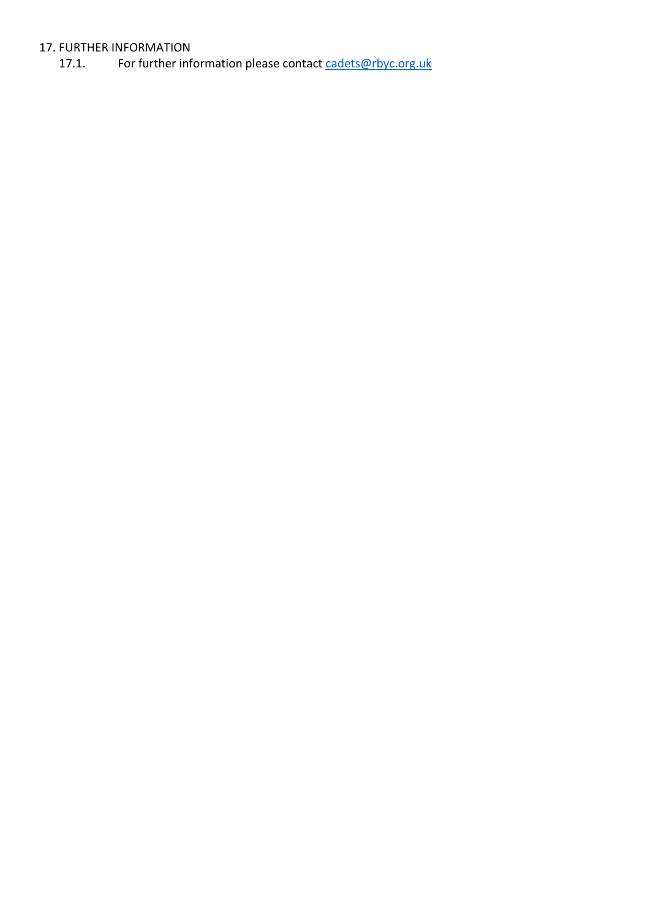## 17. FURTHER INFORMATION

17.1. For further information please contact cadets@rbyc.org.uk